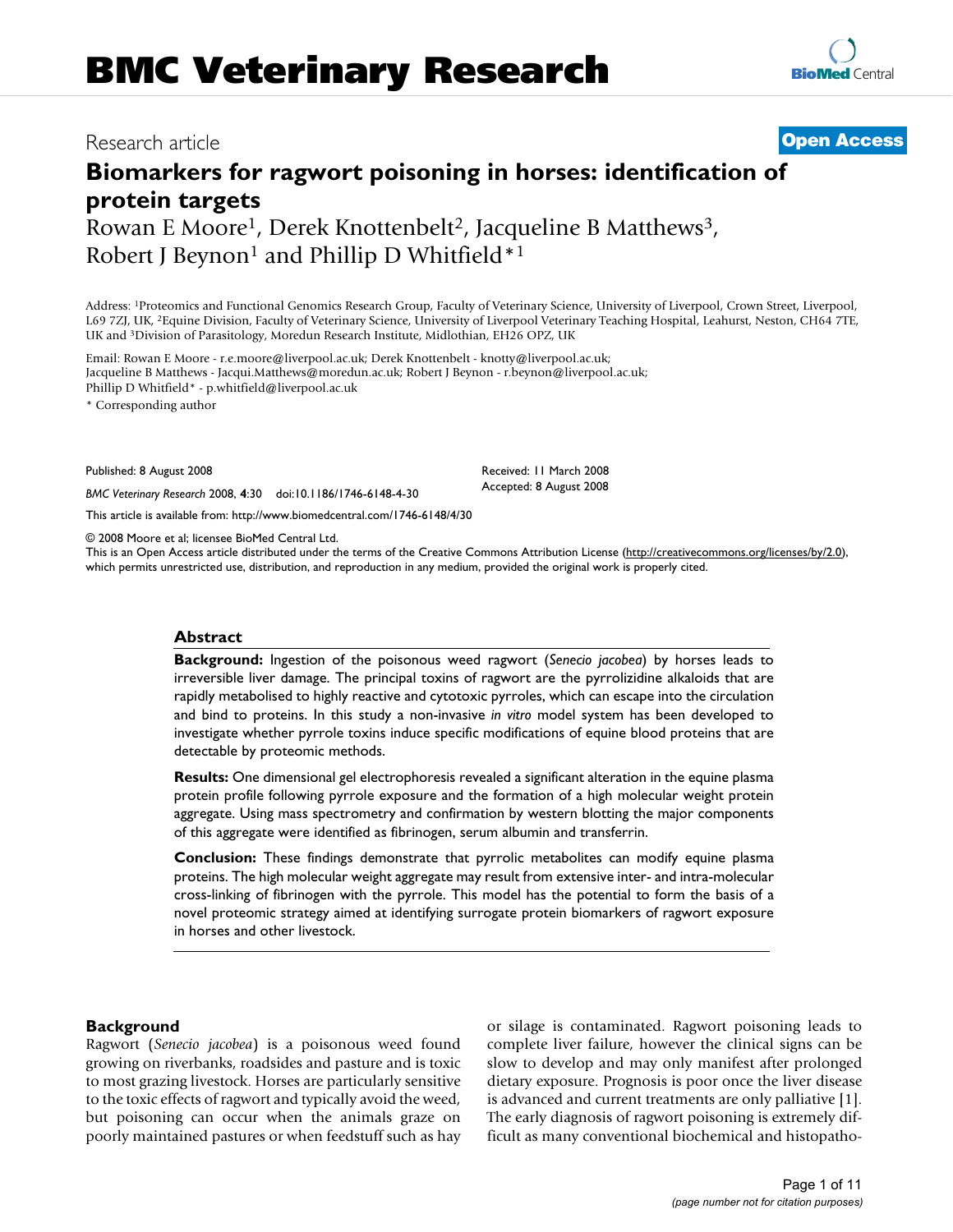BMC Veterinary Research

Research article

Open Access

# Biomarkers for ragwort poisoning in horses: identification of protein targets

Rowan E Moore[1], Derek Knottenbelt[2], Jacqueline B Matthews[3], Robert J Beynon[1] and Phillip D Whitfield*[1]

Address: [1]Proteomics and Functional Genomics Research Group, Faculty of Veterinary Science, University of Liverpool, Crown Street, Liverpool, L69 7ZJ, UK, [2]Equine Division, Faculty of Veterinary Science, University of Liverpool Veterinary Teaching Hospital, Leahurst, Neston, CH64 7TE, UK and [3]Division of Parasitology, Moredun Research Institute, Midlothian, EH26 OPZ, UK

Email: Rowan E Moore - r.e.moore@liverpool.ac.uk; Derek Knottenbelt - knotty@liverpool.ac.uk; Jacqueline B Matthews - Jacqui.Matthews@moredun.ac.uk; Robert J Beynon - r.beynon@liverpool.ac.uk; Phillip D Whitfield* - p.whitfield@liverpool.ac.uk

* Corresponding author

Published: 8 August 2008

Received: 11 March 2008

Accepted: 8 August 2008

*BMC Veterinary Research* 2008, **4**:30 doi:10.1186/1746-6148-4-30

This article is available from: http://www.biomedcentral.com/1746-6148/4/30

© 2008 Moore et al; licensee BioMed Central Ltd.

This is an Open Access article distributed under the terms of the Creative Commons Attribution License (http://creativecommons.org/licenses/by/2.0), which permits unrestricted use, distribution, and reproduction in any medium, provided the original work is properly cited.

## Abstract

**Background:** Ingestion of the poisonous weed ragwort (*Senecio jacobea*) by horses leads to irreversible liver damage. The principal toxins of ragwort are the pyrrolizidine alkaloids that are rapidly metabolised to highly reactive and cytotoxic pyrroles, which can escape into the circulation and bind to proteins. In this study a non-invasive *in vitro* model system has been developed to investigate whether pyrrole toxins induce specific modifications of equine blood proteins that are detectable by proteomic methods.

**Results:** One dimensional gel electrophoresis revealed a significant alteration in the equine plasma protein profile following pyrrole exposure and the formation of a high molecular weight protein aggregate. Using mass spectrometry and confirmation by western blotting the major components of this aggregate were identified as fibrinogen, serum albumin and transferrin.

**Conclusion:** These findings demonstrate that pyrrolic metabolites can modify equine plasma proteins. The high molecular weight aggregate may result from extensive inter- and intra-molecular cross-linking of fibrinogen with the pyrrole. This model has the potential to form the basis of a novel proteomic strategy aimed at identifying surrogate protein biomarkers of ragwort exposure in horses and other livestock.

## Background

Ragwort (*Senecio jacobea*) is a poisonous weed found growing on riverbanks, roadsides and pasture and is toxic to most grazing livestock. Horses are particularly sensitive to the toxic effects of ragwort and typically avoid the weed, but poisoning can occur when the animals graze on poorly maintained pastures or when feedstuff such as hay or silage is contaminated. Ragwort poisoning leads to complete liver failure, however the clinical signs can be slow to develop and may only manifest after prolonged dietary exposure. Prognosis is poor once the liver disease is advanced and current treatments are only palliative [1]. The early diagnosis of ragwort poisoning is extremely difficult as many conventional biochemical and histopatho-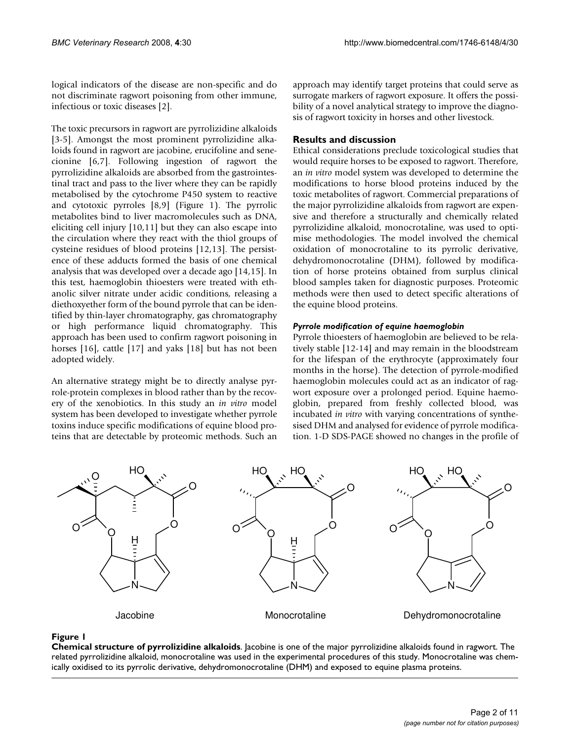logical indicators of the disease are non-specific and do not discriminate ragwort poisoning from other immune, infectious or toxic diseases [2].

The toxic precursors in ragwort are pyrrolizidine alkaloids [3-5]. Amongst the most prominent pyrrolizidine alkaloids found in ragwort are jacobine, erucifoline and senecionine [6,7]. Following ingestion of ragwort the pyrrolizidine alkaloids are absorbed from the gastrointestinal tract and pass to the liver where they can be rapidly metabolised by the cytochrome P450 system to reactive and cytotoxic pyrroles [8,9] (Figure 1). The pyrrolic metabolites bind to liver macromolecules such as DNA, eliciting cell injury [10,11] but they can also escape into the circulation where they react with the thiol groups of cysteine residues of blood proteins [12,13]. The persistence of these adducts formed the basis of one chemical analysis that was developed over a decade ago [14,15]. In this test, haemoglobin thioesters were treated with ethanolic silver nitrate under acidic conditions, releasing a diethoxyether form of the bound pyrrole that can be identified by thin-layer chromatography, gas chromatography or high performance liquid chromatography. This approach has been used to confirm ragwort poisoning in horses [16], cattle [17] and yaks [18] but has not been adopted widely.

An alternative strategy might be to directly analyse pyrrole-protein complexes in blood rather than by the recovery of the xenobiotics. In this study an *in vitro* model system has been developed to investigate whether pyrrole toxins induce specific modifications of equine blood proteins that are detectable by proteomic methods. Such an approach may identify target proteins that could serve as surrogate markers of ragwort exposure. It offers the possibility of a novel analytical strategy to improve the diagnosis of ragwort toxicity in horses and other livestock.

## Results and discussion

Ethical considerations preclude toxicological studies that would require horses to be exposed to ragwort. Therefore, an *in vitro* model system was developed to determine the modifications to horse blood proteins induced by the toxic metabolites of ragwort. Commercial preparations of the major pyrrolizidine alkaloids from ragwort are expensive and therefore a structurally and chemically related pyrrolizidine alkaloid, monocrotaline, was used to optimise methodologies. The model involved the chemical oxidation of monocrotaline to its pyrrolic derivative, dehydromonocrotaline (DHM), followed by modification of horse proteins obtained from surplus clinical blood samples taken for diagnostic purposes. Proteomic methods were then used to detect specific alterations of the equine blood proteins.

### *Pyrrole modification of equine haemoglobin*

Pyrrole thioesters of haemoglobin are believed to be relatively stable [12-14] and may remain in the bloodstream for the lifespan of the erythrocyte (approximately four months in the horse). The detection of pyrrole-modified haemoglobin molecules could act as an indicator of ragwort exposure over a prolonged period. Equine haemoglobin, prepared from freshly collected blood, was incubated *in vitro* with varying concentrations of synthesised DHM and analysed for evidence of pyrrole modification. 1-D SDS-PAGE showed no changes in the profile of

Jacobine Monocrotaline Dehydromonocrotaline

**Figure 1**
**Chemical structure of pyrrolizidine alkaloids**. Jacobine is one of the major pyrrolizidine alkaloids found in ragwort. The related pyrrolizidine alkaloid, monocrotaline was used in the experimental procedures of this study. Monocrotaline was chemically oxidised to its pyrrolic derivative, dehydromonocrotaline (DHM) and exposed to equine plasma proteins.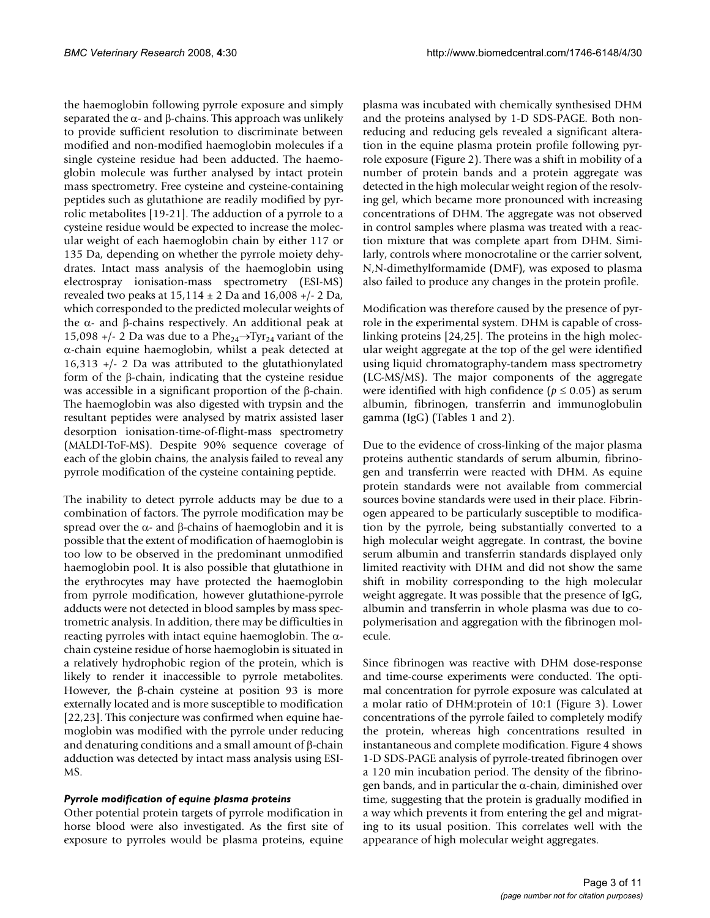the haemoglobin following pyrrole exposure and simply separated the α- and β-chains. This approach was unlikely to provide sufficient resolution to discriminate between modified and non-modified haemoglobin molecules if a single cysteine residue had been adducted. The haemoglobin molecule was further analysed by intact protein mass spectrometry. Free cysteine and cysteine-containing peptides such as glutathione are readily modified by pyrrolic metabolites [19-21]. The adduction of a pyrrole to a cysteine residue would be expected to increase the molecular weight of each haemoglobin chain by either 117 or 135 Da, depending on whether the pyrrole moiety dehydrates. Intact mass analysis of the haemoglobin using electrospray ionisation-mass spectrometry (ESI-MS) revealed two peaks at 15,114 ± 2 Da and 16,008 +/- 2 Da, which corresponded to the predicted molecular weights of the α- and β-chains respectively. An additional peak at 15,098 +/- 2 Da was due to a $Phe_{24} \rightarrow Tyr_{24}$ variant of the α-chain equine haemoglobin, whilst a peak detected at 16,313 +/- 2 Da was attributed to the glutathionylated form of the β-chain, indicating that the cysteine residue was accessible in a significant proportion of the β-chain. The haemoglobin was also digested with trypsin and the resultant peptides were analysed by matrix assisted laser desorption ionisation-time-of-flight-mass spectrometry (MALDI-ToF-MS). Despite 90% sequence coverage of each of the globin chains, the analysis failed to reveal any pyrrole modification of the cysteine containing peptide.

The inability to detect pyrrole adducts may be due to a combination of factors. The pyrrole modification may be spread over the α- and β-chains of haemoglobin and it is possible that the extent of modification of haemoglobin is too low to be observed in the predominant unmodified haemoglobin pool. It is also possible that glutathione in the erythrocytes may have protected the haemoglobin from pyrrole modification, however glutathione-pyrrole adducts were not detected in blood samples by mass spectrometric analysis. In addition, there may be difficulties in reacting pyrroles with intact equine haemoglobin. The α-chain cysteine residue of horse haemoglobin is situated in a relatively hydrophobic region of the protein, which is likely to render it inaccessible to pyrrole metabolites. However, the β-chain cysteine at position 93 is more externally located and is more susceptible to modification [22,23]. This conjecture was confirmed when equine haemoglobin was modified with the pyrrole under reducing and denaturing conditions and a small amount of β-chain adduction was detected by intact mass analysis using ESI-MS.

### *Pyrrole modification of equine plasma proteins*

Other potential protein targets of pyrrole modification in horse blood were also investigated. As the first site of exposure to pyrroles would be plasma proteins, equine plasma was incubated with chemically synthesised DHM and the proteins analysed by 1-D SDS-PAGE. Both non-reducing and reducing gels revealed a significant alteration in the equine plasma protein profile following pyrrole exposure (Figure 2). There was a shift in mobility of a number of protein bands and a protein aggregate was detected in the high molecular weight region of the resolving gel, which became more pronounced with increasing concentrations of DHM. The aggregate was not observed in control samples where plasma was treated with a reaction mixture that was complete apart from DHM. Similarly, controls where monocrotaline or the carrier solvent, N,N-dimethylformamide (DMF), was exposed to plasma also failed to produce any changes in the protein profile.

Modification was therefore caused by the presence of pyrrole in the experimental system. DHM is capable of cross-linking proteins [24,25]. The proteins in the high molecular weight aggregate at the top of the gel were identified using liquid chromatography-tandem mass spectrometry (LC-MS/MS). The major components of the aggregate were identified with high confidence ($p \leq 0.05$) as serum albumin, fibrinogen, transferrin and immunoglobulin gamma (IgG) (Tables 1 and 2).

Due to the evidence of cross-linking of the major plasma proteins authentic standards of serum albumin, fibrinogen and transferrin were reacted with DHM. As equine protein standards were not available from commercial sources bovine standards were used in their place. Fibrinogen appeared to be particularly susceptible to modification by the pyrrole, being substantially converted to a high molecular weight aggregate. In contrast, the bovine serum albumin and transferrin standards displayed only limited reactivity with DHM and did not show the same shift in mobility corresponding to the high molecular weight aggregate. It was possible that the presence of IgG, albumin and transferrin in whole plasma was due to co-polymerisation and aggregation with the fibrinogen molecule.

Since fibrinogen was reactive with DHM dose-response and time-course experiments were conducted. The optimal concentration for pyrrole exposure was calculated at a molar ratio of DHM:protein of 10:1 (Figure 3). Lower concentrations of the pyrrole failed to completely modify the protein, whereas high concentrations resulted in instantaneous and complete modification. Figure 4 shows 1-D SDS-PAGE analysis of pyrrole-treated fibrinogen over a 120 min incubation period. The density of the fibrinogen bands, and in particular the α-chain, diminished over time, suggesting that the protein is gradually modified in a way which prevents it from entering the gel and migrating to its usual position. This correlates well with the appearance of high molecular weight aggregates.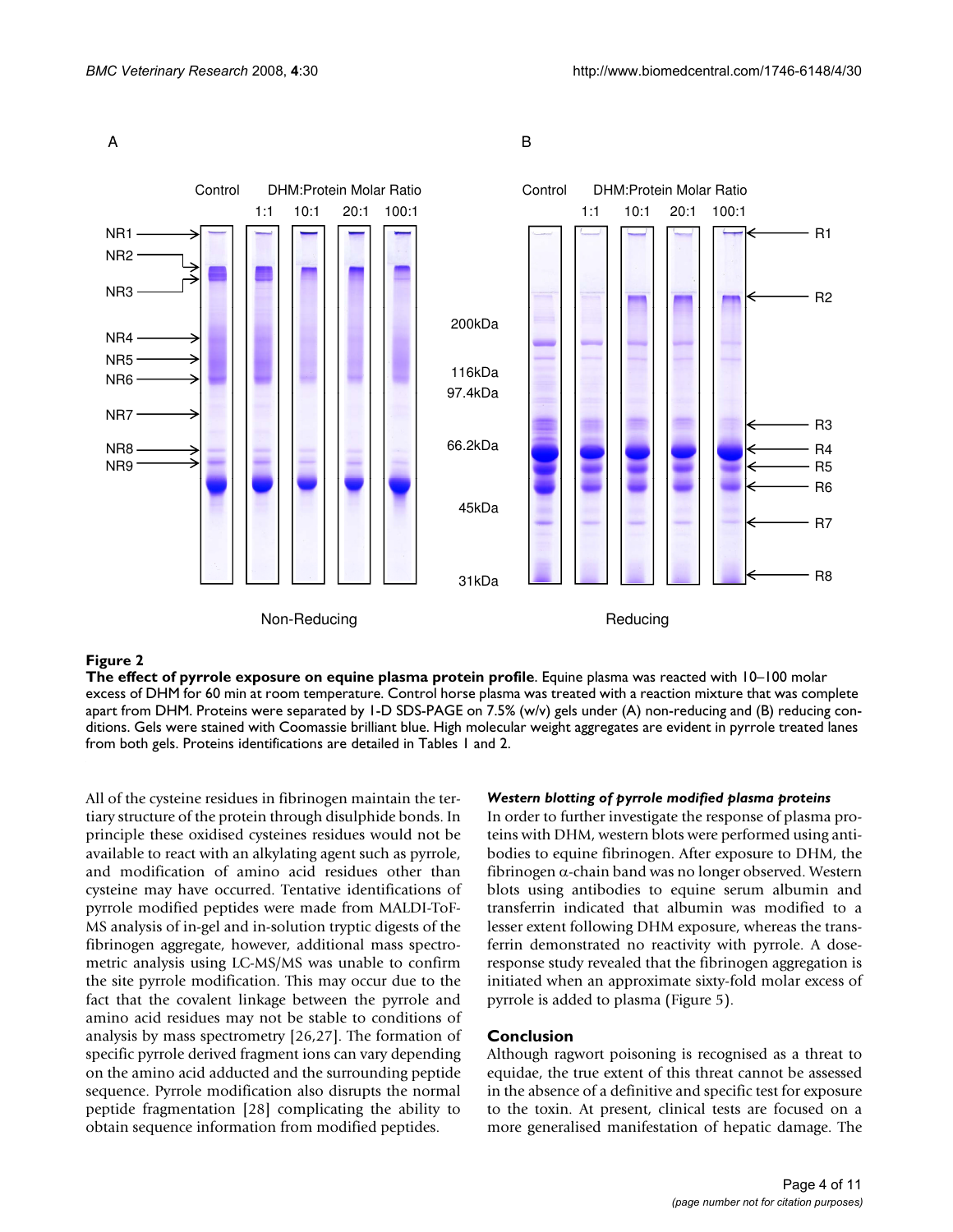**Figure 2**

**The effect of pyrrole exposure on equine plasma protein profile**. Equine plasma was reacted with 10–100 molar excess of DHM for 60 min at room temperature. Control horse plasma was treated with a reaction mixture that was complete apart from DHM. Proteins were separated by 1-D SDS-PAGE on 7.5% (w/v) gels under (A) non-reducing and (B) reducing conditions. Gels were stained with Coomassie brilliant blue. High molecular weight aggregates are evident in pyrrole treated lanes from both gels. Proteins identifications are detailed in Tables 1 and 2.

All of the cysteine residues in fibrinogen maintain the tertiary structure of the protein through disulphide bonds. In principle these oxidised cysteines residues would not be available to react with an alkylating agent such as pyrrole, and modification of amino acid residues other than cysteine may have occurred. Tentative identifications of pyrrole modified peptides were made from MALDI-ToF-MS analysis of in-gel and in-solution tryptic digests of the fibrinogen aggregate, however, additional mass spectrometric analysis using LC-MS/MS was unable to confirm the site pyrrole modification. This may occur due to the fact that the covalent linkage between the pyrrole and amino acid residues may not be stable to conditions of analysis by mass spectrometry [26,27]. The formation of specific pyrrole derived fragment ions can vary depending on the amino acid adducted and the surrounding peptide sequence. Pyrrole modification also disrupts the normal peptide fragmentation [28] complicating the ability to obtain sequence information from modified peptides.

#### *Western blotting of pyrrole modified plasma proteins*

In order to further investigate the response of plasma proteins with DHM, western blots were performed using antibodies to equine fibrinogen. After exposure to DHM, the fibrinogen α-chain band was no longer observed. Western blots using antibodies to equine serum albumin and transferrin indicated that albumin was modified to a lesser extent following DHM exposure, whereas the transferrin demonstrated no reactivity with pyrrole. A dose-response study revealed that the fibrinogen aggregation is initiated when an approximate sixty-fold molar excess of pyrrole is added to plasma (Figure 5).

## Conclusion

Although ragwort poisoning is recognised as a threat to equidae, the true extent of this threat cannot be assessed in the absence of a definitive and specific test for exposure to the toxin. At present, clinical tests are focused on a more generalised manifestation of hepatic damage. The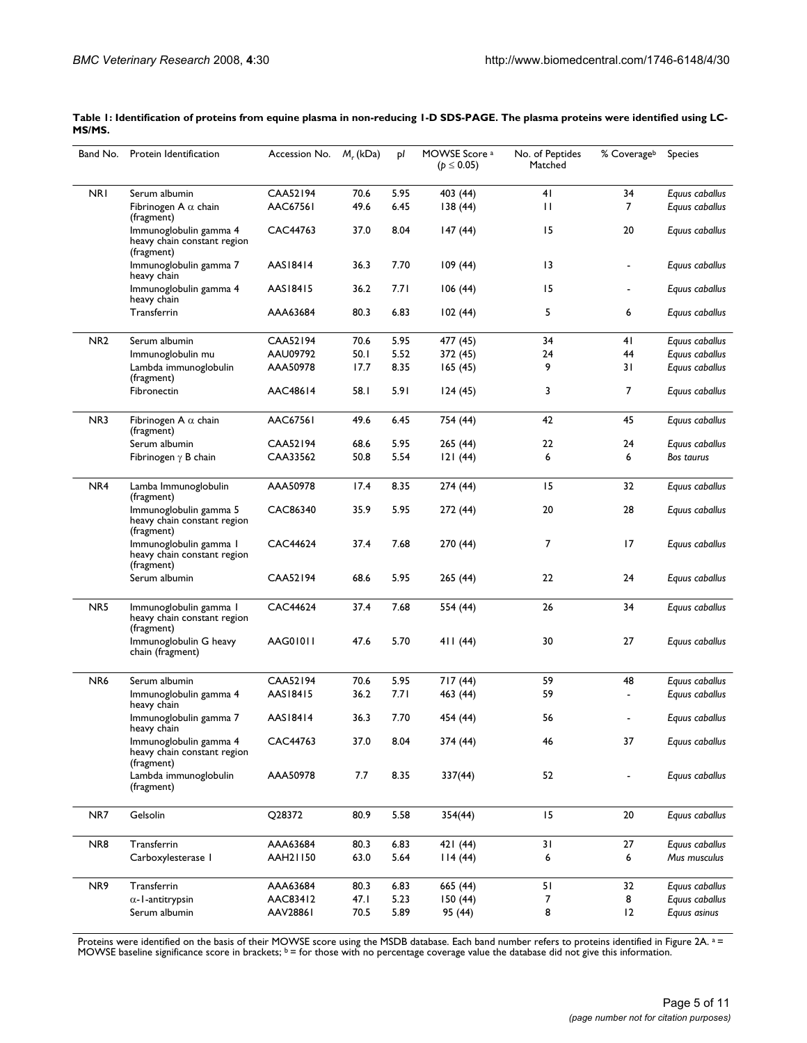**Table 1: Identification of proteins from equine plasma in non-reducing 1-D SDS-PAGE. The plasma proteins were identified using LC-MS/MS.**

| Band No. | Protein Identification | Accession No. | $M_r$ (kDa) | pI | MOWSE Score [a] ($p \leq 0.05$) | No. of Peptides Matched | % Coverage[b] | Species |
|---|---|---|---|---|---|---|---|---|
| NR1 | Serum albumin | CAA52194 | 70.6 | 5.95 | 403 (44) | 41 | 34 | *Equus caballus* |
| | Fibrinogen A α chain (fragment) | AAC67561 | 49.6 | 6.45 | 138 (44) | 11 | 7 | *Equus caballus* |
| | Immunoglobulin gamma 4 heavy chain constant region (fragment) | CAC44763 | 37.0 | 8.04 | 147 (44) | 15 | 20 | *Equus caballus* |
| | Immunoglobulin gamma 7 heavy chain | AAS18414 | 36.3 | 7.70 | 109 (44) | 13 | - | *Equus caballus* |
| | Immunoglobulin gamma 4 heavy chain | AAS18415 | 36.2 | 7.71 | 106 (44) | 15 | - | *Equus caballus* |
| | Transferrin | AAA63684 | 80.3 | 6.83 | 102 (44) | 5 | 6 | *Equus caballus* |
| NR2 | Serum albumin | CAA52194 | 70.6 | 5.95 | 477 (45) | 34 | 41 | *Equus caballus* |
| | Immunoglobulin mu | AAU09792 | 50.1 | 5.52 | 372 (45) | 24 | 44 | *Equus caballus* |
| | Lambda immunoglobulin (fragment) | AAA50978 | 17.7 | 8.35 | 165 (45) | 9 | 31 | *Equus caballus* |
| | Fibronectin | AAC48614 | 58.1 | 5.91 | 124 (45) | 3 | 7 | *Equus caballus* |
| NR3 | Fibrinogen A α chain (fragment) | AAC67561 | 49.6 | 6.45 | 754 (44) | 42 | 45 | *Equus caballus* |
| | Serum albumin | CAA52194 | 68.6 | 5.95 | 265 (44) | 22 | 24 | *Equus caballus* |
| | Fibrinogen γ B chain | CAA33562 | 50.8 | 5.54 | 121 (44) | 6 | 6 | *Bos taurus* |
| NR4 | Lamba Immunoglobulin (fragment) | AAA50978 | 17.4 | 8.35 | 274 (44) | 15 | 32 | *Equus caballus* |
| | Immunoglobulin gamma 5 heavy chain constant region (fragment) | CAC86340 | 35.9 | 5.95 | 272 (44) | 20 | 28 | *Equus caballus* |
| | Immunoglobulin gamma 1 heavy chain constant region (fragment) | CAC44624 | 37.4 | 7.68 | 270 (44) | 7 | 17 | *Equus caballus* |
| | Serum albumin | CAA52194 | 68.6 | 5.95 | 265 (44) | 22 | 24 | *Equus caballus* |
| NR5 | Immunoglobulin gamma 1 heavy chain constant region (fragment) | CAC44624 | 37.4 | 7.68 | 554 (44) | 26 | 34 | *Equus caballus* |
| | Immunoglobulin G heavy chain (fragment) | AAG01011 | 47.6 | 5.70 | 411 (44) | 30 | 27 | *Equus caballus* |
| NR6 | Serum albumin | CAA52194 | 70.6 | 5.95 | 717 (44) | 59 | 48 | *Equus caballus* |
| | Immunoglobulin gamma 4 heavy chain | AAS18415 | 36.2 | 7.71 | 463 (44) | 59 | - | *Equus caballus* |
| | Immunoglobulin gamma 7 heavy chain | AAS18414 | 36.3 | 7.70 | 454 (44) | 56 | - | *Equus caballus* |
| | Immunoglobulin gamma 4 heavy chain constant region (fragment) | CAC44763 | 37.0 | 8.04 | 374 (44) | 46 | 37 | *Equus caballus* |
| | Lambda immunoglobulin (fragment) | AAA50978 | 7.7 | 8.35 | 337(44) | 52 | - | *Equus caballus* |
| NR7 | Gelsolin | Q28372 | 80.9 | 5.58 | 354(44) | 15 | 20 | *Equus caballus* |
| NR8 | Transferrin | AAA63684 | 80.3 | 6.83 | 421 (44) | 31 | 27 | *Equus caballus* |
| | Carboxylesterase 1 | AAH21150 | 63.0 | 5.64 | 114 (44) | 6 | 6 | *Mus musculus* |
| NR9 | Transferrin | AAA63684 | 80.3 | 6.83 | 665 (44) | 51 | 32 | *Equus caballus* |
| | α-1-antitrypsin | AAC83412 | 47.1 | 5.23 | 150 (44) | 7 | 8 | *Equus caballus* |
| | Serum albumin | AAV28861 | 70.5 | 5.89 | 95 (44) | 8 | 12 | *Equus asinus* |

Proteins were identified on the basis of their MOWSE score using the MSDB database. Each band number refers to proteins identified in Figure 2A. [a] = MOWSE baseline significance score in brackets; [b] = for those with no percentage coverage value the database did not give this information.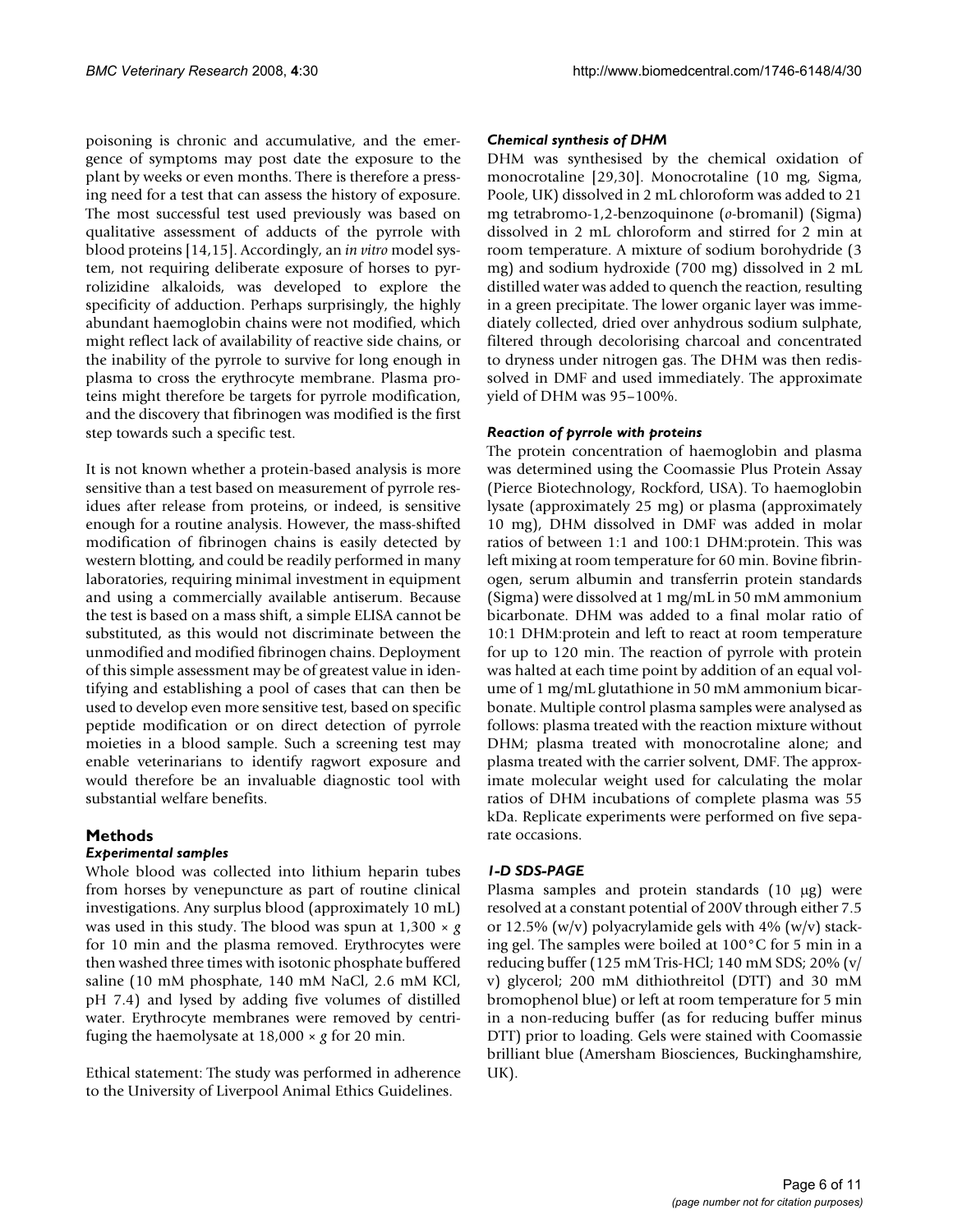poisoning is chronic and accumulative, and the emergence of symptoms may post date the exposure to the plant by weeks or even months. There is therefore a pressing need for a test that can assess the history of exposure. The most successful test used previously was based on qualitative assessment of adducts of the pyrrole with blood proteins [14,15]. Accordingly, an *in vitro* model system, not requiring deliberate exposure of horses to pyrrolizidine alkaloids, was developed to explore the specificity of adduction. Perhaps surprisingly, the highly abundant haemoglobin chains were not modified, which might reflect lack of availability of reactive side chains, or the inability of the pyrrole to survive for long enough in plasma to cross the erythrocyte membrane. Plasma proteins might therefore be targets for pyrrole modification, and the discovery that fibrinogen was modified is the first step towards such a specific test.

It is not known whether a protein-based analysis is more sensitive than a test based on measurement of pyrrole residues after release from proteins, or indeed, is sensitive enough for a routine analysis. However, the mass-shifted modification of fibrinogen chains is easily detected by western blotting, and could be readily performed in many laboratories, requiring minimal investment in equipment and using a commercially available antiserum. Because the test is based on a mass shift, a simple ELISA cannot be substituted, as this would not discriminate between the unmodified and modified fibrinogen chains. Deployment of this simple assessment may be of greatest value in identifying and establishing a pool of cases that can then be used to develop even more sensitive test, based on specific peptide modification or on direct detection of pyrrole moieties in a blood sample. Such a screening test may enable veterinarians to identify ragwort exposure and would therefore be an invaluable diagnostic tool with substantial welfare benefits.

## Methods

### *Experimental samples*

Whole blood was collected into lithium heparin tubes from horses by venepuncture as part of routine clinical investigations. Any surplus blood (approximately 10 mL) was used in this study. The blood was spun at 1,300 × *g* for 10 min and the plasma removed. Erythrocytes were then washed three times with isotonic phosphate buffered saline (10 mM phosphate, 140 mM NaCl, 2.6 mM KCl, pH 7.4) and lysed by adding five volumes of distilled water. Erythrocyte membranes were removed by centrifuging the haemolysate at 18,000 × *g* for 20 min.

Ethical statement: The study was performed in adherence to the University of Liverpool Animal Ethics Guidelines.

### *Chemical synthesis of DHM*

DHM was synthesised by the chemical oxidation of monocrotaline [29,30]. Monocrotaline (10 mg, Sigma, Poole, UK) dissolved in 2 mL chloroform was added to 21 mg tetrabromo-1,2-benzoquinone (*o*-bromanil) (Sigma) dissolved in 2 mL chloroform and stirred for 2 min at room temperature. A mixture of sodium borohydride (3 mg) and sodium hydroxide (700 mg) dissolved in 2 mL distilled water was added to quench the reaction, resulting in a green precipitate. The lower organic layer was immediately collected, dried over anhydrous sodium sulphate, filtered through decolorising charcoal and concentrated to dryness under nitrogen gas. The DHM was then redissolved in DMF and used immediately. The approximate yield of DHM was 95–100%.

### *Reaction of pyrrole with proteins*

The protein concentration of haemoglobin and plasma was determined using the Coomassie Plus Protein Assay (Pierce Biotechnology, Rockford, USA). To haemoglobin lysate (approximately 25 mg) or plasma (approximately 10 mg), DHM dissolved in DMF was added in molar ratios of between 1:1 and 100:1 DHM:protein. This was left mixing at room temperature for 60 min. Bovine fibrinogen, serum albumin and transferrin protein standards (Sigma) were dissolved at 1 mg/mL in 50 mM ammonium bicarbonate. DHM was added to a final molar ratio of 10:1 DHM:protein and left to react at room temperature for up to 120 min. The reaction of pyrrole with protein was halted at each time point by addition of an equal volume of 1 mg/mL glutathione in 50 mM ammonium bicarbonate. Multiple control plasma samples were analysed as follows: plasma treated with the reaction mixture without DHM; plasma treated with monocrotaline alone; and plasma treated with the carrier solvent, DMF. The approximate molecular weight used for calculating the molar ratios of DHM incubations of complete plasma was 55 kDa. Replicate experiments were performed on five separate occasions.

### *1-D SDS-PAGE*

Plasma samples and protein standards (10 μg) were resolved at a constant potential of 200V through either 7.5 or 12.5% (w/v) polyacrylamide gels with 4% (w/v) stacking gel. The samples were boiled at 100°C for 5 min in a reducing buffer (125 mM Tris-HCl; 140 mM SDS; 20% (v/v) glycerol; 200 mM dithiothreitol (DTT) and 30 mM bromophenol blue) or left at room temperature for 5 min in a non-reducing buffer (as for reducing buffer minus DTT) prior to loading. Gels were stained with Coomassie brilliant blue (Amersham Biosciences, Buckinghamshire, UK).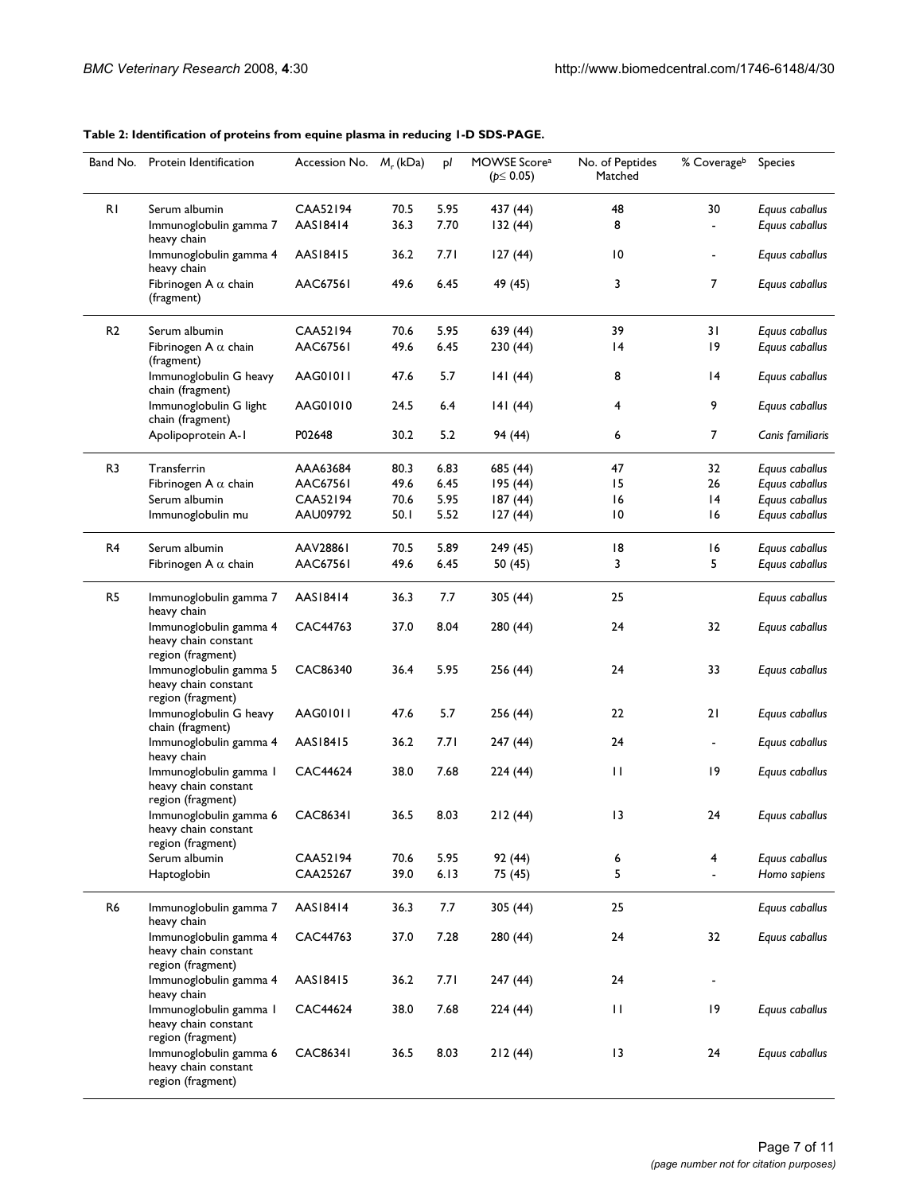**Table 2: Identification of proteins from equine plasma in reducing 1-D SDS-PAGE.**

| Band No. | Protein Identification | Accession No. | $M_r$ (kDa) | pI | MOWSE Score[a] ($p \leq 0.05$) | No. of Peptides Matched | % Coverage[b] | Species |
|---|---|---|---|---|---|---|---|---|
| R1 | Serum albumin | CAA52194 | 70.5 | 5.95 | 437 (44) | 48 | 30 | *Equus caballus* |
| | Immunoglobulin gamma 7 heavy chain | AAS18414 | 36.3 | 7.70 | 132 (44) | 8 | - | *Equus caballus* |
| | Immunoglobulin gamma 4 heavy chain | AAS18415 | 36.2 | 7.71 | 127 (44) | 10 | - | *Equus caballus* |
| | Fibrinogen A α chain (fragment) | AAC67561 | 49.6 | 6.45 | 49 (45) | 3 | 7 | *Equus caballus* |
| R2 | Serum albumin | CAA52194 | 70.6 | 5.95 | 639 (44) | 39 | 31 | *Equus caballus* |
| | Fibrinogen A α chain (fragment) | AAC67561 | 49.6 | 6.45 | 230 (44) | 14 | 19 | *Equus caballus* |
| | Immunoglobulin G heavy chain (fragment) | AAG01011 | 47.6 | 5.7 | 141 (44) | 8 | 14 | *Equus caballus* |
| | Immunoglobulin G light chain (fragment) | AAG01010 | 24.5 | 6.4 | 141 (44) | 4 | 9 | *Equus caballus* |
| | Apolipoprotein A-1 | P02648 | 30.2 | 5.2 | 94 (44) | 6 | 7 | *Canis familiaris* |
| R3 | Transferrin | AAA63684 | 80.3 | 6.83 | 685 (44) | 47 | 32 | *Equus caballus* |
| | Fibrinogen A α chain | AAC67561 | 49.6 | 6.45 | 195 (44) | 15 | 26 | *Equus caballus* |
| | Serum albumin | CAA52194 | 70.6 | 5.95 | 187 (44) | 16 | 14 | *Equus caballus* |
| | Immunoglobulin mu | AAU09792 | 50.1 | 5.52 | 127 (44) | 10 | 16 | *Equus caballus* |
| R4 | Serum albumin | AAV28861 | 70.5 | 5.89 | 249 (45) | 18 | 16 | *Equus caballus* |
| | Fibrinogen A α chain | AAC67561 | 49.6 | 6.45 | 50 (45) | 3 | 5 | *Equus caballus* |
| R5 | Immunoglobulin gamma 7 heavy chain | AAS18414 | 36.3 | 7.7 | 305 (44) | 25 | | *Equus caballus* |
| | Immunoglobulin gamma 4 heavy chain constant region (fragment) | CAC44763 | 37.0 | 8.04 | 280 (44) | 24 | 32 | *Equus caballus* |
| | Immunoglobulin gamma 5 heavy chain constant region (fragment) | CAC86340 | 36.4 | 5.95 | 256 (44) | 24 | 33 | *Equus caballus* |
| | Immunoglobulin G heavy chain (fragment) | AAG01011 | 47.6 | 5.7 | 256 (44) | 22 | 21 | *Equus caballus* |
| | Immunoglobulin gamma 4 heavy chain | AAS18415 | 36.2 | 7.71 | 247 (44) | 24 | - | *Equus caballus* |
| | Immunoglobulin gamma 1 heavy chain constant region (fragment) | CAC44624 | 38.0 | 7.68 | 224 (44) | 11 | 19 | *Equus caballus* |
| | Immunoglobulin gamma 6 heavy chain constant region (fragment) | CAC86341 | 36.5 | 8.03 | 212 (44) | 13 | 24 | *Equus caballus* |
| | Serum albumin | CAA52194 | 70.6 | 5.95 | 92 (44) | 6 | 4 | *Equus caballus* |
| | Haptoglobin | CAA25267 | 39.0 | 6.13 | 75 (45) | 5 | - | *Homo sapiens* |
| R6 | Immunoglobulin gamma 7 heavy chain | AAS18414 | 36.3 | 7.7 | 305 (44) | 25 | | *Equus caballus* |
| | Immunoglobulin gamma 4 heavy chain constant region (fragment) | CAC44763 | 37.0 | 7.28 | 280 (44) | 24 | 32 | *Equus caballus* |
| | Immunoglobulin gamma 4 heavy chain | AAS18415 | 36.2 | 7.71 | 247 (44) | 24 | - | |
| | Immunoglobulin gamma 1 heavy chain constant region (fragment) | CAC44624 | 38.0 | 7.68 | 224 (44) | 11 | 19 | *Equus caballus* |
| | Immunoglobulin gamma 6 heavy chain constant region (fragment) | CAC86341 | 36.5 | 8.03 | 212 (44) | 13 | 24 | *Equus caballus* |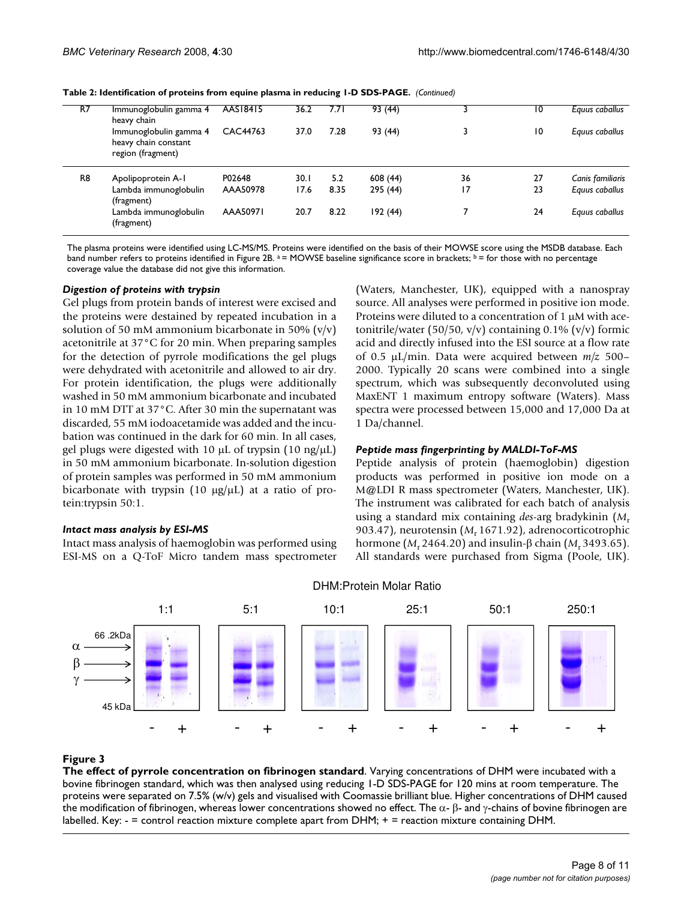**Table 2: Identification of proteins from equine plasma in reducing 1-D SDS-PAGE.** *(Continued)*

| | | | | | | | | |
|---|---|---|---|---|---|---|---|---|
| R7 | Immunoglobulin gamma 4 heavy chain | AAS18415 | 36.2 | 7.71 | 93 (44) | 3 | 10 | *Equus caballus* |
| | Immunoglobulin gamma 4 heavy chain constant region (fragment) | CAC44763 | 37.0 | 7.28 | 93 (44) | 3 | 10 | *Equus caballus* |
| R8 | Apolipoprotein A-1 | P02648 | 30.1 | 5.2 | 608 (44) | 36 | 27 | *Canis familiaris* |
| | Lambda immunoglobulin (fragment) | AAA50978 | 17.6 | 8.35 | 295 (44) | 17 | 23 | *Equus caballus* |
| | Lambda immunoglobulin (fragment) | AAA50971 | 20.7 | 8.22 | 192 (44) | 7 | 24 | *Equus caballus* |

The plasma proteins were identified using LC-MS/MS. Proteins were identified on the basis of their MOWSE score using the MSDB database. Each band number refers to proteins identified in Figure 2B. [a] = MOWSE baseline significance score in brackets; [b] = for those with no percentage coverage value the database did not give this information.

### *Digestion of proteins with trypsin*

Gel plugs from protein bands of interest were excised and the proteins were destained by repeated incubation in a solution of 50 mM ammonium bicarbonate in 50% (v/v) acetonitrile at 37°C for 20 min. When preparing samples for the detection of pyrrole modifications the gel plugs were dehydrated with acetonitrile and allowed to air dry. For protein identification, the plugs were additionally washed in 50 mM ammonium bicarbonate and incubated in 10 mM DTT at 37°C. After 30 min the supernatant was discarded, 55 mM iodoacetamide was added and the incubation was continued in the dark for 60 min. In all cases, gel plugs were digested with 10 μL of trypsin (10 ng/μL) in 50 mM ammonium bicarbonate. In-solution digestion of protein samples was performed in 50 mM ammonium bicarbonate with trypsin (10 μg/μL) at a ratio of protein:trypsin 50:1.

### *Intact mass analysis by ESI-MS*

Intact mass analysis of haemoglobin was performed using ESI-MS on a Q-ToF Micro tandem mass spectrometer (Waters, Manchester, UK), equipped with a nanospray source. All analyses were performed in positive ion mode. Proteins were diluted to a concentration of 1 μM with acetonitrile/water (50/50, v/v) containing 0.1% (v/v) formic acid and directly infused into the ESI source at a flow rate of 0.5 μL/min. Data were acquired between *m/z* 500–2000. Typically 20 scans were combined into a single spectrum, which was subsequently deconvoluted using MaxENT 1 maximum entropy software (Waters). Mass spectra were processed between 15,000 and 17,000 Da at 1 Da/channel.

### *Peptide mass fingerprinting by MALDI-ToF-MS*

Peptide analysis of protein (haemoglobin) digestion products was performed in positive ion mode on a M@LDI R mass spectrometer (Waters, Manchester, UK). The instrument was calibrated for each batch of analysis using a standard mix containing *des*-arg bradykinin ($M_r$ 903.47), neurotensin ($M_r$ 1671.92), adrenocorticotrophic hormone ($M_r$ 2464.20) and insulin-β chain ($M_r$ 3493.65). All standards were purchased from Sigma (Poole, UK).

**Figure 3**
**The effect of pyrrole concentration on fibrinogen standard**. Varying concentrations of DHM were incubated with a bovine fibrinogen standard, which was then analysed using reducing 1-D SDS-PAGE for 120 mins at room temperature. The proteins were separated on 7.5% (w/v) gels and visualised with Coomassie brilliant blue. Higher concentrations of DHM caused the modification of fibrinogen, whereas lower concentrations showed no effect. The α- β- and γ-chains of bovine fibrinogen are labelled. Key: - = control reaction mixture complete apart from DHM; + = reaction mixture containing DHM.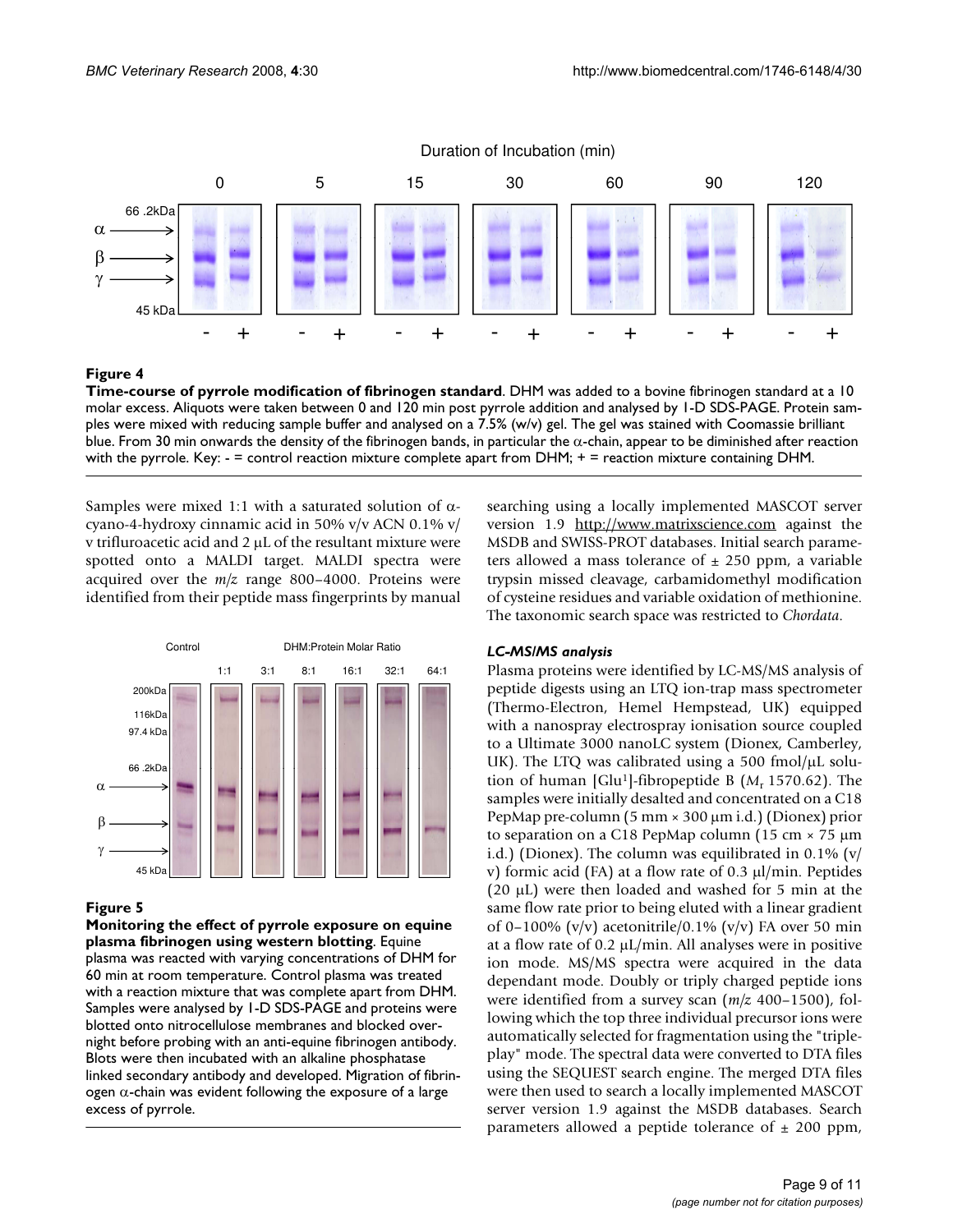**Figure 4**

**Time-course of pyrrole modification of fibrinogen standard**. DHM was added to a bovine fibrinogen standard at a 10 molar excess. Aliquots were taken between 0 and 120 min post pyrrole addition and analysed by 1-D SDS-PAGE. Protein samples were mixed with reducing sample buffer and analysed on a 7.5% (w/v) gel. The gel was stained with Coomassie brilliant blue. From 30 min onwards the density of the fibrinogen bands, in particular the α-chain, appear to be diminished after reaction with the pyrrole. Key: - = control reaction mixture complete apart from DHM; + = reaction mixture containing DHM.

Samples were mixed 1:1 with a saturated solution of α-cyano-4-hydroxy cinnamic acid in 50% v/v ACN 0.1% v/v trifluroacetic acid and 2 μL of the resultant mixture were spotted onto a MALDI target. MALDI spectra were acquired over the *m/z* range 800–4000. Proteins were identified from their peptide mass fingerprints by manual searching using a locally implemented MASCOT server version 1.9 http://www.matrixscience.com against the MSDB and SWISS-PROT databases. Initial search parameters allowed a mass tolerance of ± 250 ppm, a variable trypsin missed cleavage, carbamidomethyl modification of cysteine residues and variable oxidation of methionine. The taxonomic search space was restricted to *Chordata*.

**Figure 5**

**Monitoring the effect of pyrrole exposure on equine plasma fibrinogen using western blotting**. Equine plasma was reacted with varying concentrations of DHM for 60 min at room temperature. Control plasma was treated with a reaction mixture that was complete apart from DHM. Samples were analysed by 1-D SDS-PAGE and proteins were blotted onto nitrocellulose membranes and blocked overnight before probing with an anti-equine fibrinogen antibody. Blots were then incubated with an alkaline phosphatase linked secondary antibody and developed. Migration of fibrinogen α-chain was evident following the exposure of a large excess of pyrrole.

### LC-MS/MS analysis

Plasma proteins were identified by LC-MS/MS analysis of peptide digests using an LTQ ion-trap mass spectrometer (Thermo-Electron, Hemel Hempstead, UK) equipped with a nanospray electrospray ionisation source coupled to a Ultimate 3000 nanoLC system (Dionex, Camberley, UK). The LTQ was calibrated using a 500 fmol/μL solution of human [Glu[1]]-fibropeptide B ($M_r$ 1570.62). The samples were initially desalted and concentrated on a C18 PepMap pre-column (5 mm × 300 μm i.d.) (Dionex) prior to separation on a C18 PepMap column (15 cm × 75 μm i.d.) (Dionex). The column was equilibrated in 0.1% (v/v) formic acid (FA) at a flow rate of 0.3 μl/min. Peptides (20 μL) were then loaded and washed for 5 min at the same flow rate prior to being eluted with a linear gradient of 0–100% (v/v) acetonitrile/0.1% (v/v) FA over 50 min at a flow rate of 0.2 μL/min. All analyses were in positive ion mode. MS/MS spectra were acquired in the data dependant mode. Doubly or triply charged peptide ions were identified from a survey scan (*m/z* 400–1500), following which the top three individual precursor ions were automatically selected for fragmentation using the "triple-play" mode. The spectral data were converted to DTA files using the SEQUEST search engine. The merged DTA files were then used to search a locally implemented MASCOT server version 1.9 against the MSDB databases. Search parameters allowed a peptide tolerance of ± 200 ppm,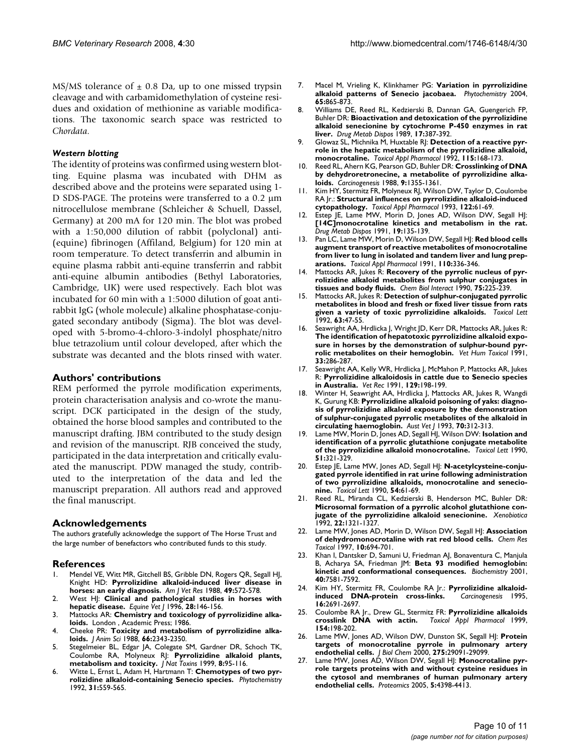MS/MS tolerance of ± 0.8 Da, up to one missed trypsin cleavage and with carbamidomethylation of cysteine residues and oxidation of methionine as variable modifications. The taxonomic search space was restricted to *Chordata*.

### *Western blotting*

The identity of proteins was confirmed using western blotting. Equine plasma was incubated with DHM as described above and the proteins were separated using 1-D SDS-PAGE. The proteins were transferred to a 0.2 μm nitrocellulose membrane (Schleicher & Schuell, Dassel, Germany) at 200 mA for 120 min. The blot was probed with a 1:50,000 dilution of rabbit (polyclonal) anti-(equine) fibrinogen (Affiland, Belgium) for 120 min at room temperature. To detect transferrin and albumin in equine plasma rabbit anti-equine transferrin and rabbit anti-equine albumin antibodies (Bethyl Laboratories, Cambridge, UK) were used respectively. Each blot was incubated for 60 min with a 1:5000 dilution of goat anti-rabbit IgG (whole molecule) alkaline phosphatase-conjugated secondary antibody (Sigma). The blot was developed with 5-bromo-4-chloro-3-indolyl phosphate/nitro blue tetrazolium until colour developed, after which the substrate was decanted and the blots rinsed with water.

## Authors' contributions

REM performed the pyrrole modification experiments, protein characterisation analysis and co-wrote the manuscript. DCK participated in the design of the study, obtained the horse blood samples and contributed to the manuscript drafting. JBM contributed to the study design and revision of the manuscript. RJB conceived the study, participated in the data interpretation and critically evaluated the manuscript. PDW managed the study, contributed to the interpretation of the data and led the manuscript preparation. All authors read and approved the final manuscript.

## Acknowledgements

The authors gratefully acknowledge the support of The Horse Trust and the large number of benefactors who contributed funds to this study.

## References

1. Mendel VE, Witt MR, Gitchell BS, Gribble DN, Rogers QR, Segall HJ, Knight HD: **Pyrrolizidine alkaloid-induced liver disease in horses: an early diagnosis.** *Am J Vet Res* 1988, **49:**572-578.
2. West HJ: **Clinical and pathological studies in horses with hepatic disease.** *Equine Vet J* 1996, **28:**146-156.
3. Mattocks AR: **Chemistry and toxicology of pyrrolizidine alkaloids.** London , Academic Press; 1986.
4. Cheeke PR: **Toxicity and metabolism of pyrrolizidine alkaloids.** *J Anim Sci* 1988, **66:**2343-2350.
5. Stegelmeier BL, Edgar JA, Colegate SM, Gardner DR, Schoch TK, Coulombe RA, Molyneux RJ: **Pyrrolizidine alkaloid plants, metabolism and toxicity.** *J Nat Toxins* 1999, **8:**95-116.
6. Witte L, Ernst L, Adam H, Hartmann T: **Chemotypes of two pyrrolizidine alkaloid-containing Senecio species.** *Phytochemistry* 1992, **31:**559-565.
7. Macel M, Vrieling K, Klinkhamer PG: **Variation in pyrrolizidine alkaloid patterns of Senecio jacobaea.** *Phytochemistry* 2004, **65:**865-873.
8. Williams DE, Reed RL, Kedzierski B, Dannan GA, Guengerich FP, Buhler DR: **Bioactivation and detoxication of the pyrrolizidine alkaloid senecionine by cytochrome P-450 enzymes in rat liver.** *Drug Metab Dispos* 1989, **17:**387-392.
9. Glowaz SL, Michnika M, Huxtable RJ: **Detection of a reactive pyrrole in the hepatic metabolism of the pyrrolizidine alkaloid, monocrotaline.** *Toxicol Appl Pharmacol* 1992, **115:**168-173.
10. Reed RL, Ahern KG, Pearson GD, Buhler DR: **Crosslinking of DNA by dehydroretronecine, a metabolite of pyrrolizidine alkaloids.** *Carcinogenesis* 1988, **9:**1355-1361.
11. Kim HY, Stermitz FR, Molyneux RJ, Wilson DW, Taylor D, Coulombe RA Jr.: **Structural influences on pyrrolizidine alkaloid-induced cytopathology.** *Toxicol Appl Pharmacol* 1993, **122:**61-69.
12. Estep JE, Lame MW, Morin D, Jones AD, Wilson DW, Segall HJ: **[14C]monocrotaline kinetics and metabolism in the rat.** *Drug Metab Dispos* 1991, **19:**135-139.
13. Pan LC, Lame MW, Morin D, Wilson DW, Segall HJ: **Red blood cells augment transport of reactive metabolites of monocrotaline from liver to lung in isolated and tandem liver and lung preparations.** *Toxicol Appl Pharmacol* 1991, **110:**336-346.
14. Mattocks AR, Jukes R: **Recovery of the pyrrolic nucleus of pyrrolizidine alkaloid metabolites from sulphur conjugates in tissues and body fluids.** *Chem Biol Interact* 1990, **75:**225-239.
15. Mattocks AR, Jukes R: **Detection of sulphur-conjugated pyrrolic metabolites in blood and fresh or fixed liver tissue from rats given a variety of toxic pyrrolizidine alkaloids.** *Toxicol Lett* 1992, **63:**47-55.
16. Seawright AA, Hrdlicka J, Wright JD, Kerr DR, Mattocks AR, Jukes R: **The identification of hepatotoxic pyrrolizidine alkaloid exposure in horses by the demonstration of sulphur-bound pyrrolic metabolites on their hemoglobin.** *Vet Hum Toxicol* 1991, **33:**286-287.
17. Seawright AA, Kelly WR, Hrdlicka J, McMahon P, Mattocks AR, Jukes R: **Pyrrolizidine alkaloidosis in cattle due to Senecio species in Australia.** *Vet Rec* 1991, **129:**198-199.
18. Winter H, Seawright AA, Hrdlicka J, Mattocks AR, Jukes R, Wangdi K, Gurung KB: **Pyrrolizidine alkaloid poisoning of yaks: diagnosis of pyrrolizidine alkaloid exposure by the demonstration of sulphur-conjugated pyrrolic metabolites of the alkaloid in circulating haemoglobin.** *Aust Vet J* 1993, **70:**312-313.
19. Lame MW, Morin D, Jones AD, Segall HJ, Wilson DW: **Isolation and identification of a pyrrolic glutathione conjugate metabolite of the pyrrolizidine alkaloid monocrotaline.** *Toxicol Lett* 1990, **51:**321-329.
20. Estep JE, Lame MW, Jones AD, Segall HJ: **N-acetylcysteine-conjugated pyrrole identified in rat urine following administration of two pyrrolizidine alkaloids, monocrotaline and senecionine.** *Toxicol Lett* 1990, **54:**61-69.
21. Reed RL, Miranda CL, Kedzierski B, Henderson MC, Buhler DR: **Microsomal formation of a pyrrolic alcohol glutathione conjugate of the pyrrolizidine alkaloid senecionine.** *Xenobiotica* 1992, **22:**1321-1327.
22. Lame MW, Jones AD, Morin D, Wilson DW, Segall HJ: **Association of dehydromonocrotaline with rat red blood cells.** *Chem Res Toxicol* 1997, **10:**694-701.
23. Khan I, Dantsker D, Samuni U, Friedman AJ, Bonaventura C, Manjula B, Acharya SA, Friedman JM: **Beta 93 modified hemoglobin: kinetic and conformational consequences.** *Biochemistry* 2001, **40:**7581-7592.
24. Kim HY, Stermitz FR, Coulombe RA Jr.: **Pyrrolizidine alkaloid-induced DNA-protein cross-links.** *Carcinogenesis* 1995, **16:**2691-2697.
25. Coulombe RA Jr., Drew GL, Stermitz FR: **Pyrrolizidine alkaloids crosslink DNA with actin.** *Toxicol Appl Pharmacol* 1999, **154:**198-202.
26. Lame MW, Jones AD, Wilson DW, Dunston SK, Segall HJ: **Protein targets of monocrotaline pyrrole in pulmonary artery endothelial cells.** *J Biol Chem* 2000, **275:**29091-29099.
27. Lame MW, Jones AD, Wilson DW, Segall HJ: **Monocrotaline pyrrole targets proteins with and without cysteine residues in the cytosol and membranes of human pulmonary artery endothelial cells.** *Proteomics* 2005, **5:**4398-4413.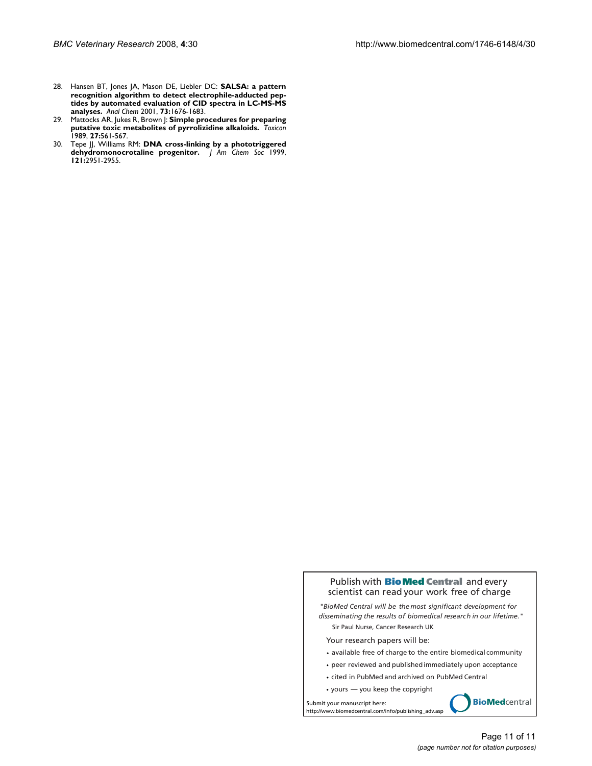28. Hansen BT, Jones JA, Mason DE, Liebler DC: **SALSA: a pattern recognition algorithm to detect electrophile-adducted peptides by automated evaluation of CID spectra in LC-MS-MS analyses.** *Anal Chem* 2001, **73:**1676-1683.
29. Mattocks AR, Jukes R, Brown J: **Simple procedures for preparing putative toxic metabolites of pyrrolizidine alkaloids.** *Toxicon* 1989, **27:**561-567.
30. Tepe JJ, Williams RM: **DNA cross-linking by a phototriggered dehydromonocrotaline progenitor.** *J Am Chem Soc* 1999, **121:**2951-2955.

Publish with **BioMed Central** and every scientist can read your work free of charge

*"BioMed Central will be the most significant development for disseminating the results of biomedical research in our lifetime."*

Sir Paul Nurse, Cancer Research UK

Your research papers will be:

- available free of charge to the entire biomedical community
- peer reviewed and published immediately upon acceptance
- cited in PubMed and archived on PubMed Central
- yours — you keep the copyright

Submit your manuscript here:
http://www.biomedcentral.com/info/publishing_adv.asp

**BioMed**central